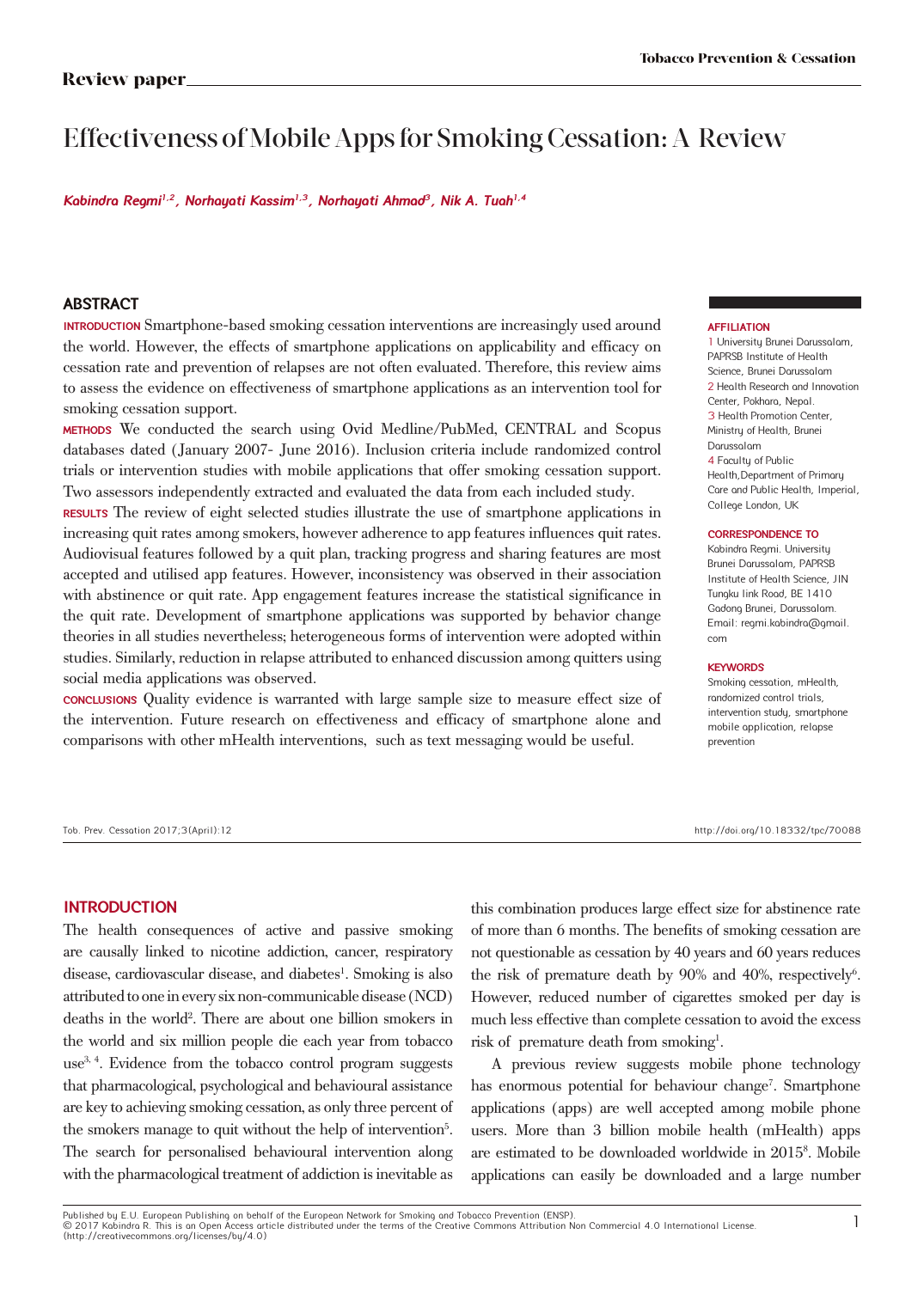Review paper

# Effectiveness of Mobile Apps for Smoking Cessation: A Review

*Kabindra Regmi[1,2], Norhayati Kassim[1,3], Norhayati Ahmad[3], Nik A. Tuah[1,4]*

## ABSTRACT

**INTRODUCTION** Smartphone-based smoking cessation interventions are increasingly used around the world. However, the effects of smartphone applications on applicability and efficacy on cessation rate and prevention of relapses are not often evaluated. Therefore, this review aims to assess the evidence on effectiveness of smartphone applications as an intervention tool for smoking cessation support.

**METHODS** We conducted the search using Ovid Medline/PubMed, CENTRAL and Scopus databases dated (January 2007- June 2016). Inclusion criteria include randomized control trials or intervention studies with mobile applications that offer smoking cessation support. Two assessors independently extracted and evaluated the data from each included study.

**RESULTS** The review of eight selected studies illustrate the use of smartphone applications in increasing quit rates among smokers, however adherence to app features influences quit rates. Audiovisual features followed by a quit plan, tracking progress and sharing features are most accepted and utilised app features. However, inconsistency was observed in their association with abstinence or quit rate. App engagement features increase the statistical significance in the quit rate. Development of smartphone applications was supported by behavior change theories in all studies nevertheless; heterogeneous forms of intervention were adopted within studies. Similarly, reduction in relapse attributed to enhanced discussion among quitters using social media applications was observed.

**CONCLUSIONS** Quality evidence is warranted with large sample size to measure effect size of the intervention. Future research on effectiveness and efficacy of smartphone alone and comparisons with other mHealth interventions, such as text messaging would be useful.

**AFFILIATION**
1 University Brunei Darussalam, PAPRSB Institute of Health Science, Brunei Darussalam
2 Health Research and Innovation Center, Pokhara, Nepal.
3 Health Promotion Center, Ministry of Health, Brunei Darussalam
4 Faculty of Public Health,Department of Primary Care and Public Health, Imperial, College London, UK

**CORRESPONDENCE TO**
Kabindra Regmi. University Brunei Darussalam, PAPRSB Institute of Health Science, JIN Tungku link Road, BE 1410 Gadong Brunei, Darussalam. Email: regmi.kabindra@gmail.com

**KEYWORDS**
Smoking cessation, mHealth, randomized control trials, intervention study, smartphone mobile application, relapse prevention

Tob. Prev. Cessation 2017;3(April):12 http://doi.org/10.18332/tpc/70088

## INTRODUCTION

The health consequences of active and passive smoking are causally linked to nicotine addiction, cancer, respiratory disease, cardiovascular disease, and diabetes[1]. Smoking is also attributed to one in every six non-communicable disease (NCD) deaths in the world[2]. There are about one billion smokers in the world and six million people die each year from tobacco use[3,4]. Evidence from the tobacco control program suggests that pharmacological, psychological and behavioural assistance are key to achieving smoking cessation, as only three percent of the smokers manage to quit without the help of intervention[5]. The search for personalised behavioural intervention along with the pharmacological treatment of addiction is inevitable as this combination produces large effect size for abstinence rate of more than 6 months. The benefits of smoking cessation are not questionable as cessation by 40 years and 60 years reduces the risk of premature death by 90% and 40%, respectively[6]. However, reduced number of cigarettes smoked per day is much less effective than complete cessation to avoid the excess risk of premature death from smoking[1].

A previous review suggests mobile phone technology has enormous potential for behaviour change[7]. Smartphone applications (apps) are well accepted among mobile phone users. More than 3 billion mobile health (mHealth) apps are estimated to be downloaded worldwide in 2015[8]. Mobile applications can easily be downloaded and a large number

Published by E.U. European Publishing on behalf of the European Network for Smoking and Tobacco Prevention (ENSP).
© 2017 Kabindra R. This is an Open Access article distributed under the terms of the Creative Commons Attribution Non Commercial 4.0 International License. (http://creativecommons.org/licenses/by/4.0)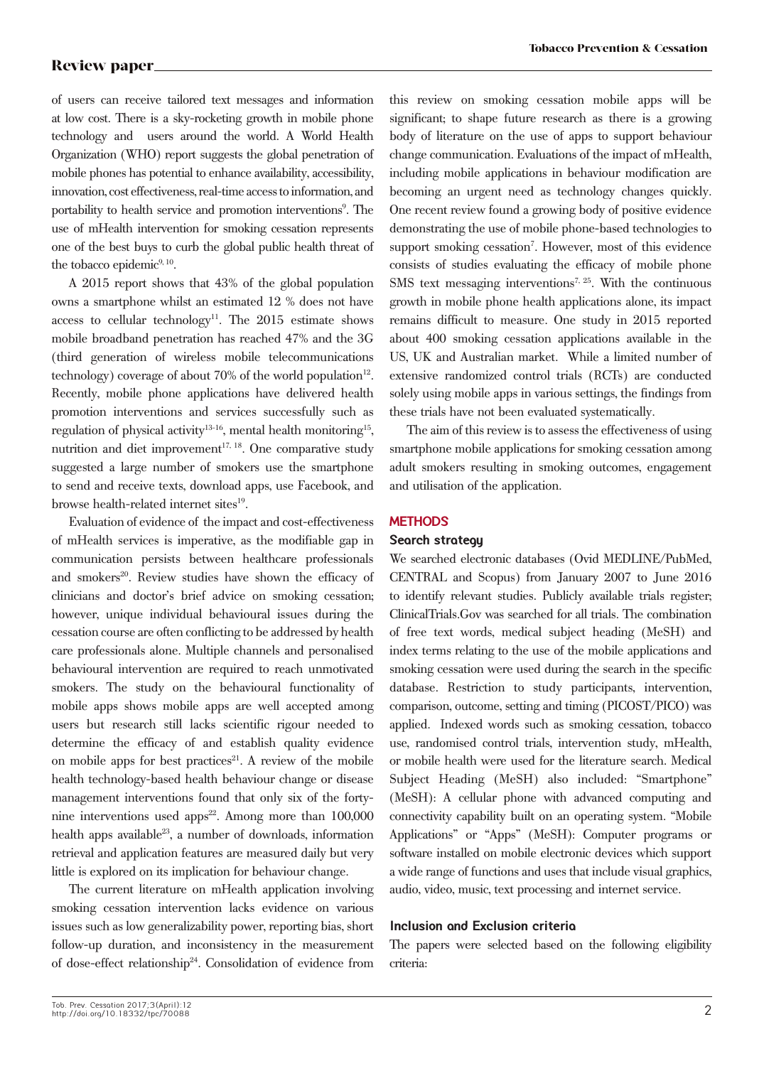of users can receive tailored text messages and information at low cost. There is a sky-rocketing growth in mobile phone technology and users around the world. A World Health Organization (WHO) report suggests the global penetration of mobile phones has potential to enhance availability, accessibility, innovation, cost effectiveness, real-time access to information, and portability to health service and promotion interventions[9]. The use of mHealth intervention for smoking cessation represents one of the best buys to curb the global public health threat of the tobacco epidemic[9, 10].

A 2015 report shows that 43% of the global population owns a smartphone whilst an estimated 12 % does not have access to cellular technology[11]. The 2015 estimate shows mobile broadband penetration has reached 47% and the 3G (third generation of wireless mobile telecommunications technology) coverage of about 70% of the world population[12]. Recently, mobile phone applications have delivered health promotion interventions and services successfully such as regulation of physical activity[13-16], mental health monitoring[15], nutrition and diet improvement[17, 18]. One comparative study suggested a large number of smokers use the smartphone to send and receive texts, download apps, use Facebook, and browse health-related internet sites[19].

Evaluation of evidence of the impact and cost-effectiveness of mHealth services is imperative, as the modifiable gap in communication persists between healthcare professionals and smokers[20]. Review studies have shown the efficacy of clinicians and doctor's brief advice on smoking cessation; however, unique individual behavioural issues during the cessation course are often conflicting to be addressed by health care professionals alone. Multiple channels and personalised behavioural intervention are required to reach unmotivated smokers. The study on the behavioural functionality of mobile apps shows mobile apps are well accepted among users but research still lacks scientific rigour needed to determine the efficacy of and establish quality evidence on mobile apps for best practices[21]. A review of the mobile health technology-based health behaviour change or disease management interventions found that only six of the forty-nine interventions used apps[22]. Among more than 100,000 health apps available[23], a number of downloads, information retrieval and application features are measured daily but very little is explored on its implication for behaviour change.

The current literature on mHealth application involving smoking cessation intervention lacks evidence on various issues such as low generalizability power, reporting bias, short follow-up duration, and inconsistency in the measurement of dose-effect relationship[24]. Consolidation of evidence from this review on smoking cessation mobile apps will be significant; to shape future research as there is a growing body of literature on the use of apps to support behaviour change communication. Evaluations of the impact of mHealth, including mobile applications in behaviour modification are becoming an urgent need as technology changes quickly. One recent review found a growing body of positive evidence demonstrating the use of mobile phone-based technologies to support smoking cessation[7]. However, most of this evidence consists of studies evaluating the efficacy of mobile phone SMS text messaging interventions[7, 25]. With the continuous growth in mobile phone health applications alone, its impact remains difficult to measure. One study in 2015 reported about 400 smoking cessation applications available in the US, UK and Australian market. While a limited number of extensive randomized control trials (RCTs) are conducted solely using mobile apps in various settings, the findings from these trials have not been evaluated systematically.

The aim of this review is to assess the effectiveness of using smartphone mobile applications for smoking cessation among adult smokers resulting in smoking outcomes, engagement and utilisation of the application.

## METHODS

### Search strategy

We searched electronic databases (Ovid MEDLINE/PubMed, CENTRAL and Scopus) from January 2007 to June 2016 to identify relevant studies. Publicly available trials register; ClinicalTrials.Gov was searched for all trials. The combination of free text words, medical subject heading (MeSH) and index terms relating to the use of the mobile applications and smoking cessation were used during the search in the specific database. Restriction to study participants, intervention, comparison, outcome, setting and timing (PICOST/PICO) was applied. Indexed words such as smoking cessation, tobacco use, randomised control trials, intervention study, mHealth, or mobile health were used for the literature search. Medical Subject Heading (MeSH) also included: "Smartphone" (MeSH): A cellular phone with advanced computing and connectivity capability built on an operating system. "Mobile Applications" or "Apps" (MeSH): Computer programs or software installed on mobile electronic devices which support a wide range of functions and uses that include visual graphics, audio, video, music, text processing and internet service.

### Inclusion and Exclusion criteria

The papers were selected based on the following eligibility criteria: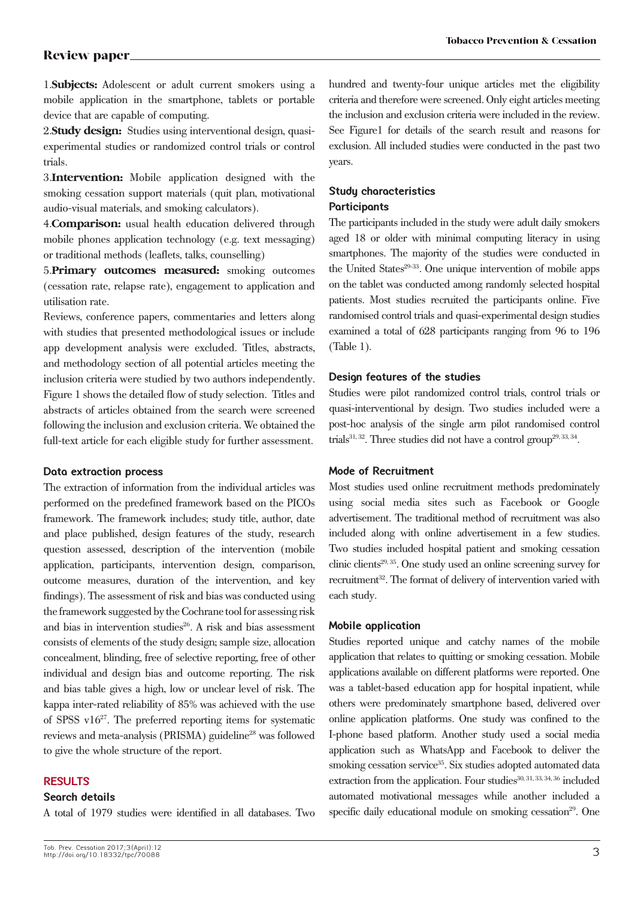1.**Subjects:** Adolescent or adult current smokers using a mobile application in the smartphone, tablets or portable device that are capable of computing.

2.**Study design:** Studies using interventional design, quasi-experimental studies or randomized control trials or control trials.

3.**Intervention:** Mobile application designed with the smoking cessation support materials (quit plan, motivational audio-visual materials, and smoking calculators).

4.**Comparison:** usual health education delivered through mobile phones application technology (e.g. text messaging) or traditional methods (leaflets, talks, counselling)

5.**Primary outcomes measured:** smoking outcomes (cessation rate, relapse rate), engagement to application and utilisation rate.

Reviews, conference papers, commentaries and letters along with studies that presented methodological issues or include app development analysis were excluded. Titles, abstracts, and methodology section of all potential articles meeting the inclusion criteria were studied by two authors independently. Figure 1 shows the detailed flow of study selection. Titles and abstracts of articles obtained from the search were screened following the inclusion and exclusion criteria. We obtained the full-text article for each eligible study for further assessment.

### Data extraction process

The extraction of information from the individual articles was performed on the predefined framework based on the PICOs framework. The framework includes; study title, author, date and place published, design features of the study, research question assessed, description of the intervention (mobile application, participants, intervention design, comparison, outcome measures, duration of the intervention, and key findings). The assessment of risk and bias was conducted using the framework suggested by the Cochrane tool for assessing risk and bias in intervention studies[26]. A risk and bias assessment consists of elements of the study design; sample size, allocation concealment, blinding, free of selective reporting, free of other individual and design bias and outcome reporting. The risk and bias table gives a high, low or unclear level of risk. The kappa inter-rated reliability of 85% was achieved with the use of SPSS v16[27]. The preferred reporting items for systematic reviews and meta-analysis (PRISMA) guideline[28] was followed to give the whole structure of the report.

## RESULTS

### Search details

A total of 1979 studies were identified in all databases. Two hundred and twenty-four unique articles met the eligibility criteria and therefore were screened. Only eight articles meeting the inclusion and exclusion criteria were included in the review. See Figure1 for details of the search result and reasons for exclusion. All included studies were conducted in the past two years.

### Study characteristics

#### Participants

The participants included in the study were adult daily smokers aged 18 or older with minimal computing literacy in using smartphones. The majority of the studies were conducted in the United States[29-33]. One unique intervention of mobile apps on the tablet was conducted among randomly selected hospital patients. Most studies recruited the participants online. Five randomised control trials and quasi-experimental design studies examined a total of 628 participants ranging from 96 to 196 (Table 1).

### Design features of the studies

Studies were pilot randomized control trials, control trials or quasi-interventional by design. Two studies included were a post-hoc analysis of the single arm pilot randomised control trials[31, 32]. Three studies did not have a control group[29, 33, 34].

### Mode of Recruitment

Most studies used online recruitment methods predominately using social media sites such as Facebook or Google advertisement. The traditional method of recruitment was also included along with online advertisement in a few studies. Two studies included hospital patient and smoking cessation clinic clients[29, 35]. One study used an online screening survey for recruitment[32]. The format of delivery of intervention varied with each study.

### Mobile application

Studies reported unique and catchy names of the mobile application that relates to quitting or smoking cessation. Mobile applications available on different platforms were reported. One was a tablet-based education app for hospital inpatient, while others were predominately smartphone based, delivered over online application platforms. One study was confined to the I-phone based platform. Another study used a social media application such as WhatsApp and Facebook to deliver the smoking cessation service[35]. Six studies adopted automated data extraction from the application. Four studies[30, 31, 33, 34, 36] included automated motivational messages while another included a specific daily educational module on smoking cessation[29]. One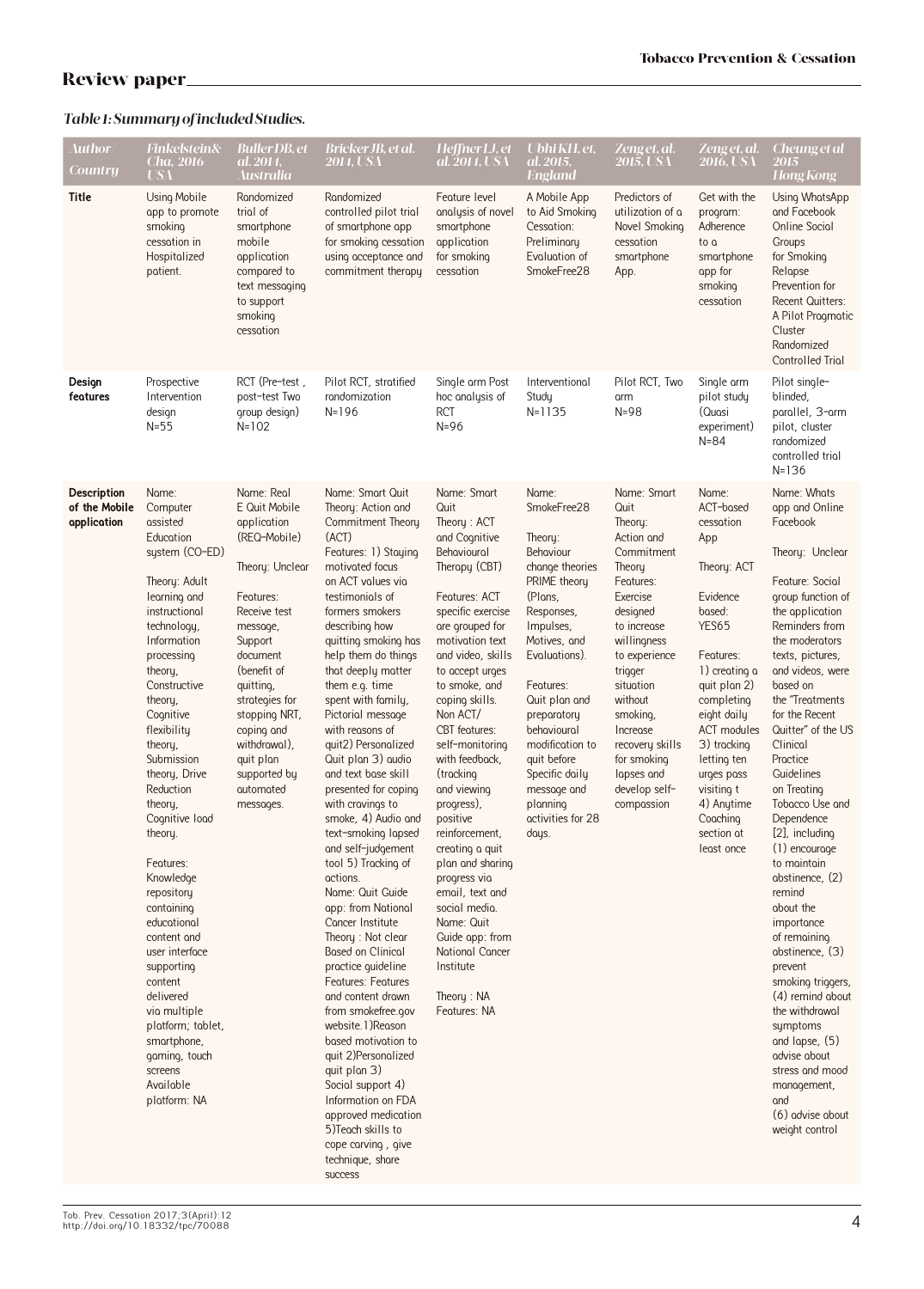## Review paper

*Table 1: Summary of included Studies.*

| Author Country | Finkelstein& Cha, 2016 USA | Buller DB, et al. 2014, Australia | Bricker JB, et al. 2014, USA | Heffner LJ, et al. 2014, USA | Ubhi KH, et. al. 2015, England | Zeng et, al. 2015, USA | Zeng et, al. 2016, USA | Cheung et al 2015 Hong Kong |
|---|---|---|---|---|---|---|---|---|
| **Title** | Using Mobile app to promote smoking cessation in Hospitalized patient. | Randomized trial of smartphone mobile application compared to text messaging to support smoking cessation | Randomized controlled pilot trial of smartphone app for smoking cessation using acceptance and commitment therapy | Feature level analysis of novel smartphone application for smoking cessation | A Mobile App to Aid Smoking Cessation: Preliminary Evaluation of SmokeFree28 | Predictors of utilization of a Novel Smoking cessation smartphone App. | Get with the program: Adherence to a smartphone app for smoking cessation | Using WhatsApp and Facebook Online Social Groups for Smoking Relapse Prevention for Recent Quitters: A Pilot Pragmatic Cluster Randomized Controlled Trial |
| **Design features** | Prospective Intervention design N=55 | RCT (Pre-test , post-test Two group design) N=102 | Pilot RCT, stratified randomization N=196 | Single arm Post hoc analysis of RCT N=96 | Interventional Study N=1135 | Pilot RCT, Two arm N=98 | Single arm pilot study (Quasi experiment) N=84 | Pilot single-blinded, parallel, 3-arm pilot, cluster randomized controlled trial N=136 |
| **Description of the Mobile application** | Name: Computer assisted Education system (CO-ED)<br><br>Theory: Adult learning and instructional technology, Information processing theory, Constructive theory, Cognitive flexibility theory, Submission theory, Drive Reduction theory, Cognitive load theory.<br><br>Features: Knowledge repository containing educational content and user interface supporting content delivered via multiple platform; tablet, smartphone, gaming, touch screens Available platform: NA | Name: Real E Quit Mobile application (REQ-Mobile)<br><br>Theory: Unclear<br><br>Features: Receive test message, Support document (benefit of quitting, strategies for stopping NRT, coping and withdrawal), quit plan supported by automated messages. | Name: Smart Quit Theory: Action and Commitment Theory (ACT)<br>Features: 1) Staying motivated focus on ACT values via testimonials of formers smokers describing how quitting smoking has help them do things that deeply matter them e.g. time spent with family, Pictorial message with reasons of quit2) Personalized Quit plan 3) audio and text base skill presented for coping with cravings to smoke, 4) Audio and text-smoking lapsed and self-judgement tool 5) Tracking of actions.<br>Name: Quit Guide app: from National Cancer Institute<br>Theory : Not clear Based on Clinical practice guideline<br>Features: Features and content drawn from smokefree.gov website.1)Reason based motivation to quit 2)Personalized quit plan 3) Social support 4) Information on FDA approved medication 5)Teach skills to cope carving , give technique, share success | Name: Smart Quit<br>Theory : ACT and Cognitive Behavioural Therapy (CBT)<br><br>Features: ACT specific exercise are grouped for motivation text and video, skills to accept urges to smoke, and coping skills. Non ACT/ CBT features: self-monitoring with feedback, (tracking and viewing progress), positive reinforcement, creating a quit plan and sharing progress via email, text and social media.<br>Name: Quit Guide app: from National Cancer Institute<br><br>Theory : NA<br>Features: NA | Name: SmokeFree28<br><br>Theory: Behaviour change theories PRIME theory (Plans, Responses, Impulses, Motives, and Evaluations).<br><br>Features: Quit plan and preparatory behavioural modification to quit before Specific daily message and planning activities for 28 days. | Name: Smart Quit<br>Theory: Action and Commitment Theory<br>Features: Exercise designed to increase willingness to experience trigger situation without smoking, Increase recovery skills for smoking lapses and develop self-compassion | Name: ACT-based cessation App<br><br>Theory: ACT<br><br>Evidence based: YES65<br><br>Features: 1) creating a quit plan 2) completing eight daily ACT modules 3) tracking letting ten urges pass visiting t 4) Anytime Coaching section at least once | Name: Whats app and Online Facebook<br><br>Theory: Unclear<br><br>Feature: Social group function of the application Reminders from the moderators texts, pictures, and videos, were based on the "Treatments for the Recent Quitter" of the US Clinical Practice Guidelines on Treating Tobacco Use and Dependence [2], including (1) encourage to maintain abstinence, (2) remind about the importance of remaining abstinence, (3) prevent smoking triggers, (4) remind about the withdrawal symptoms and lapse, (5) advise about stress and mood management, and (6) advise about weight control |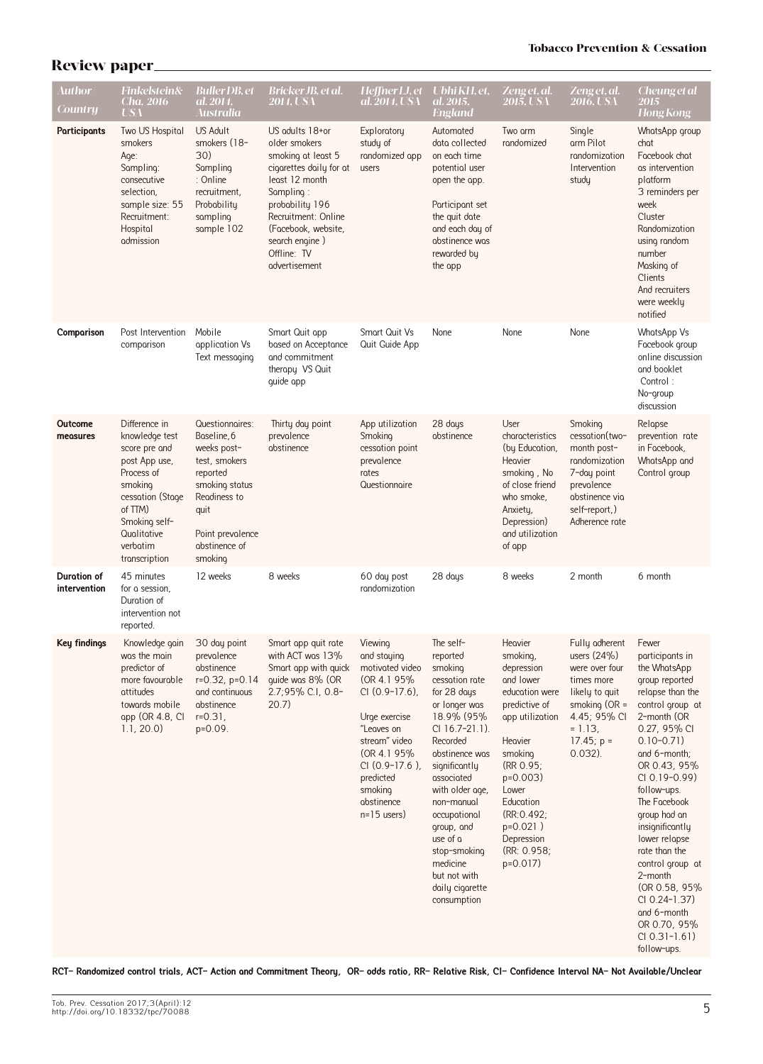## Review paper

| Author Country | Finkelstein& Cha, 2016 USA | Buller DB, et al. 2014, Australia | Bricker JB, et al. 2014, USA | Heffner LJ, et al. 2014, USA | Ubhi KH, et, al. 2015, England | Zeng et, al. 2015, USA | Zeng et, al. 2016, USA | Cheung et al 2015 Hong Kong |
|---|---|---|---|---|---|---|---|---|
| **Participants** | Two US Hospital smokers Age: Sampling: consecutive selection, sample size: 55 Recruitment: Hospital admission | US Adult smokers (18-30) Sampling : Online recruitment, Probability sampling sample 102 | US adults 18+or older smokers smoking at least 5 cigarettes daily for at least 12 month Sampling : probability 196 Recruitment: Online (Facebook, website, search engine ) Offline: TV advertisement | Exploratory study of randomized app users | Automated data collected on each time potential user open the app. Participant set the quit date and each day of abstinence was rewarded by the app | Two arm randomized | Single arm Pilot randomization Intervention study | WhatsApp group chat Facebook chat as intervention platform 3 reminders per week Cluster Randomization using random number Masking of Clients And recruiters were weekly notified |
| **Comparison** | Post Intervention comparison | Mobile application Vs Text messaging | Smart Quit app based on Acceptance and commitment therapy VS Quit guide app | Smart Quit Vs Quit Guide App | None | None | None | WhatsApp Vs Facebook group online discussion and booklet Control : No-group discussion |
| **Outcome measures** | Difference in knowledge test score pre and post App use, Process of smoking cessation (Stage of TTM) Smoking self-Qualitative verbatim transcription | Questionnaires: Baseline, 6 weeks post-test, smokers reported smoking status Readiness to quit Point prevalence abstinence of smoking | Thirty day point prevalence abstinence | App utilization Smoking cessation point prevalence rates Questionnaire | 28 days abstinence | User characteristics (by Education, Heavier smoking , No of close friend who smoke, Anxiety, Depression) and utilization of app | Smoking cessation(two-month post-randomization 7-day point prevalence abstinence via self-report,) Adherence rate | Relapse prevention rate in Facebook, WhatsApp and Control group |
| **Duration of intervention** | 45 minutes for a session, Duration of intervention not reported. | 12 weeks | 8 weeks | 60 day post randomization | 28 days | 8 weeks | 2 month | 6 month |
| **Key findings** | Knowledge gain was the main predictor of more favourable attitudes towards mobile app (OR 4.8, CI 1.1, 20.0) | 30 day point prevalence abstinence r=0.32, p=0.14 and continuous abstinence r=0.31, p=0.09. | Smart app quit rate with ACT was 13% Smart app with quick guide was 8% (OR 2.7;95% C.I, 0.8-20.7) | Viewing and staying motivated video (OR 4.1 95% CI (0.9-17.6), Urge exercise "Leaves on stream" video (OR 4.1 95% CI (0.9-17.6 ), predicted smoking abstinence n=15 users) | The self-reported smoking cessation rate for 28 days or longer was 18.9% (95% CI 16.7-21.1). Recorded abstinence was significantly associated with older age, non-manual occupational group, and use of a stop-smoking medicine but not with daily cigarette consumption | Heavier smoking, depression and lower education were predictive of app utilization Heavier smoking (RR 0.95; p=0.003) Lower Education (RR:0.492; p=0.021 ) Depression (RR: 0.958; p=0.017) | Fully adherent users (24%) were over four times more likely to quit smoking (OR = 4.45; 95% CI = 1.13, 17.45; p = 0.032). | Fewer participants in the WhatsApp group reported relapse than the control group at 2-month (OR 0.27, 95% CI 0.10-0.71) and 6-month; OR 0.43, 95% CI 0.19-0.99) follow-ups. The Facebook group had an insignificantly lower relapse rate than the control group at 2-month (OR 0.58, 95% CI 0.24-1.37) and 6-month OR 0.70, 95% CI 0.31-1.61) follow-ups. |

**RCT- Randomized control trials, ACT- Action and Commitment Theory, OR- odds ratio, RR- Relative Risk, CI- Confidence Interval NA- Not Available/Unclear**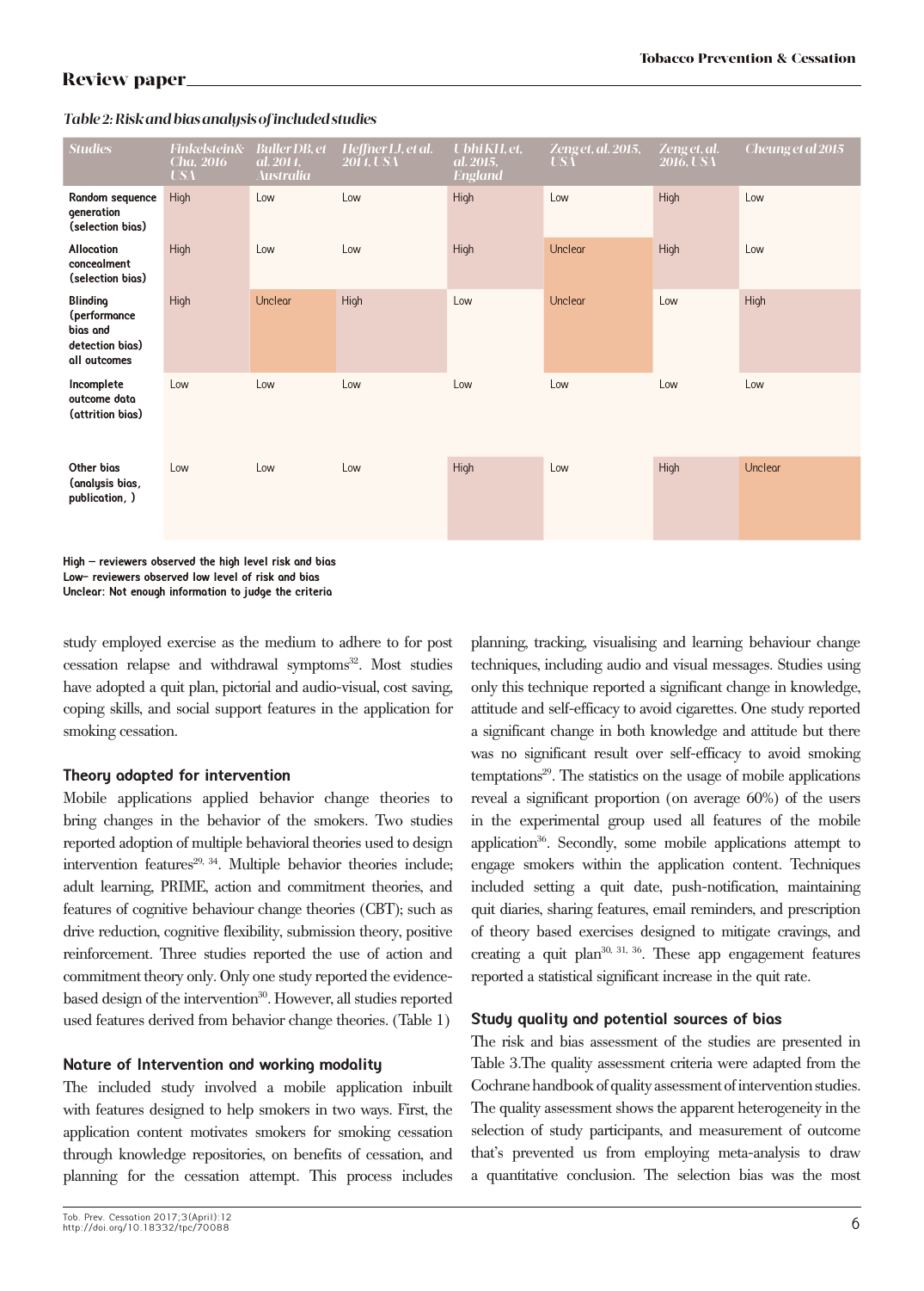*Table 2: Risk and bias analysis of included studies*

| Studies | Finkelstein& Cha, 2016 USA | Buller DB, et al. 2014, Australia | Heffner LJ, et al. 2014, USA | Ubhi KH, et. al. 2015, England | Zeng et, al. 2015, USA | Zeng et, al. 2016, USA | Cheung et al 2015 |
|---|---|---|---|---|---|---|---|
| Random sequence generation (selection bias) | High | Low | Low | High | Low | High | Low |
| Allocation concealment (selection bias) | High | Low | Low | High | Unclear | High | Low |
| Blinding (performance bias and detection bias) all outcomes | High | Unclear | High | Low | Unclear | Low | High |
| Incomplete outcome data (attrition bias) | Low | Low | Low | Low | Low | Low | Low |
| Other bias (analysis bias, publication, ) | Low | Low | Low | High | Low | High | Unclear |

High – reviewers observed the high level risk and bias
Low– reviewers observed low level of risk and bias
Unclear: Not enough information to judge the criteria

study employed exercise as the medium to adhere to for post cessation relapse and withdrawal symptoms[32]. Most studies have adopted a quit plan, pictorial and audio-visual, cost saving, coping skills, and social support features in the application for smoking cessation.

### Theory adapted for intervention

Mobile applications applied behavior change theories to bring changes in the behavior of the smokers. Two studies reported adoption of multiple behavioral theories used to design intervention features[29, 34]. Multiple behavior theories include; adult learning, PRIME, action and commitment theories, and features of cognitive behaviour change theories (CBT); such as drive reduction, cognitive flexibility, submission theory, positive reinforcement. Three studies reported the use of action and commitment theory only. Only one study reported the evidence-based design of the intervention[30]. However, all studies reported used features derived from behavior change theories. (Table 1)

### Nature of Intervention and working modality

The included study involved a mobile application inbuilt with features designed to help smokers in two ways. First, the application content motivates smokers for smoking cessation through knowledge repositories, on benefits of cessation, and planning for the cessation attempt. This process includes planning, tracking, visualising and learning behaviour change techniques, including audio and visual messages. Studies using only this technique reported a significant change in knowledge, attitude and self-efficacy to avoid cigarettes. One study reported a significant change in both knowledge and attitude but there was no significant result over self-efficacy to avoid smoking temptations[29]. The statistics on the usage of mobile applications reveal a significant proportion (on average 60%) of the users in the experimental group used all features of the mobile application[36]. Secondly, some mobile applications attempt to engage smokers within the application content. Techniques included setting a quit date, push-notification, maintaining quit diaries, sharing features, email reminders, and prescription of theory based exercises designed to mitigate cravings, and creating a quit plan[30, 31, 36]. These app engagement features reported a statistical significant increase in the quit rate.

### Study quality and potential sources of bias

The risk and bias assessment of the studies are presented in Table 3.The quality assessment criteria were adapted from the Cochrane handbook of quality assessment of intervention studies. The quality assessment shows the apparent heterogeneity in the selection of study participants, and measurement of outcome that's prevented us from employing meta-analysis to draw a quantitative conclusion. The selection bias was the most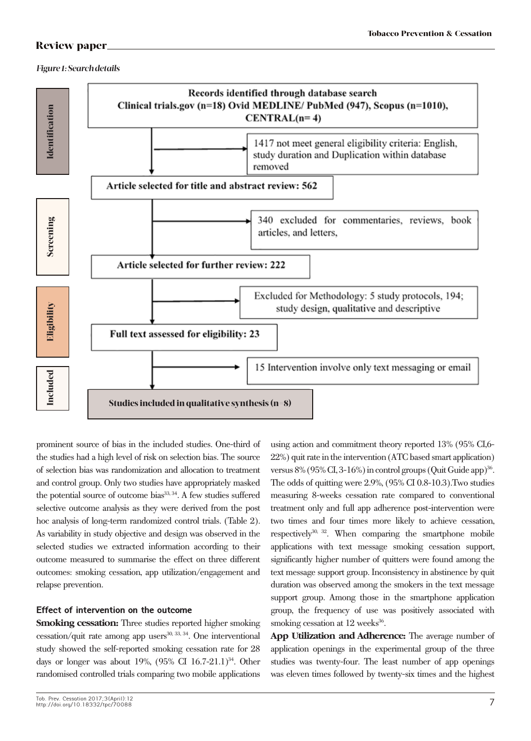*Figure 1: Search details*

| Stage | Flow | Exclusions |
|---|---|---|
| Identification | Records identified through database search Clinical trials.gov (n=18) Ovid MEDLINE/ PubMed (947), Scopus (n=1010), CENTRAL(n= 4) | 1417 not meet general eligibility criteria: English, study duration and Duplication within database removed |
| | Article selected for title and abstract review: 562 | |
| Screening | | 340 excluded for commentaries, reviews, book articles, and letters, |
| | Article selected for further review: 222 | |
| Eligibility | | Excluded for Methodology: 5 study protocols, 194; study design, qualitative and descriptive |
| | Full text assessed for eligibility: 23 | |
| | | 15 Intervention involve only text messaging or email |
| Included | Studies included in qualitative synthesis (n=8) | |

prominent source of bias in the included studies. One-third of the studies had a high level of risk on selection bias. The source of selection bias was randomization and allocation to treatment and control group. Only two studies have appropriately masked the potential source of outcome bias[33, 34]. A few studies suffered selective outcome analysis as they were derived from the post hoc analysis of long-term randomized control trials. (Table 2). As variability in study objective and design was observed in the selected studies we extracted information according to their outcome measured to summarise the effect on three different outcomes: smoking cessation, app utilization/engagement and relapse prevention.

### Effect of intervention on the outcome

**Smoking cessation:** Three studies reported higher smoking cessation/quit rate among app users[30, 33, 34]. One interventional study showed the self-reported smoking cessation rate for 28 days or longer was about 19%, (95% CI 16.7-21.1)[34]. Other randomised controlled trials comparing two mobile applications using action and commitment theory reported 13% (95% CI,6-22%) quit rate in the intervention (ATC based smart application) versus 8% (95% CI, 3-16%) in control groups (Quit Guide app)[36]. The odds of quitting were 2.9%, (95% CI 0.8-10.3).Two studies measuring 8-weeks cessation rate compared to conventional treatment only and full app adherence post-intervention were two times and four times more likely to achieve cessation, respectively[30, 32]. When comparing the smartphone mobile applications with text message smoking cessation support, significantly higher number of quitters were found among the text message support group. Inconsistency in abstinence by quit duration was observed among the smokers in the text message support group. Among those in the smartphone application group, the frequency of use was positively associated with smoking cessation at 12 weeks[36].

**App Utilization and Adherence:** The average number of application openings in the experimental group of the three studies was twenty-four. The least number of app openings was eleven times followed by twenty-six times and the highest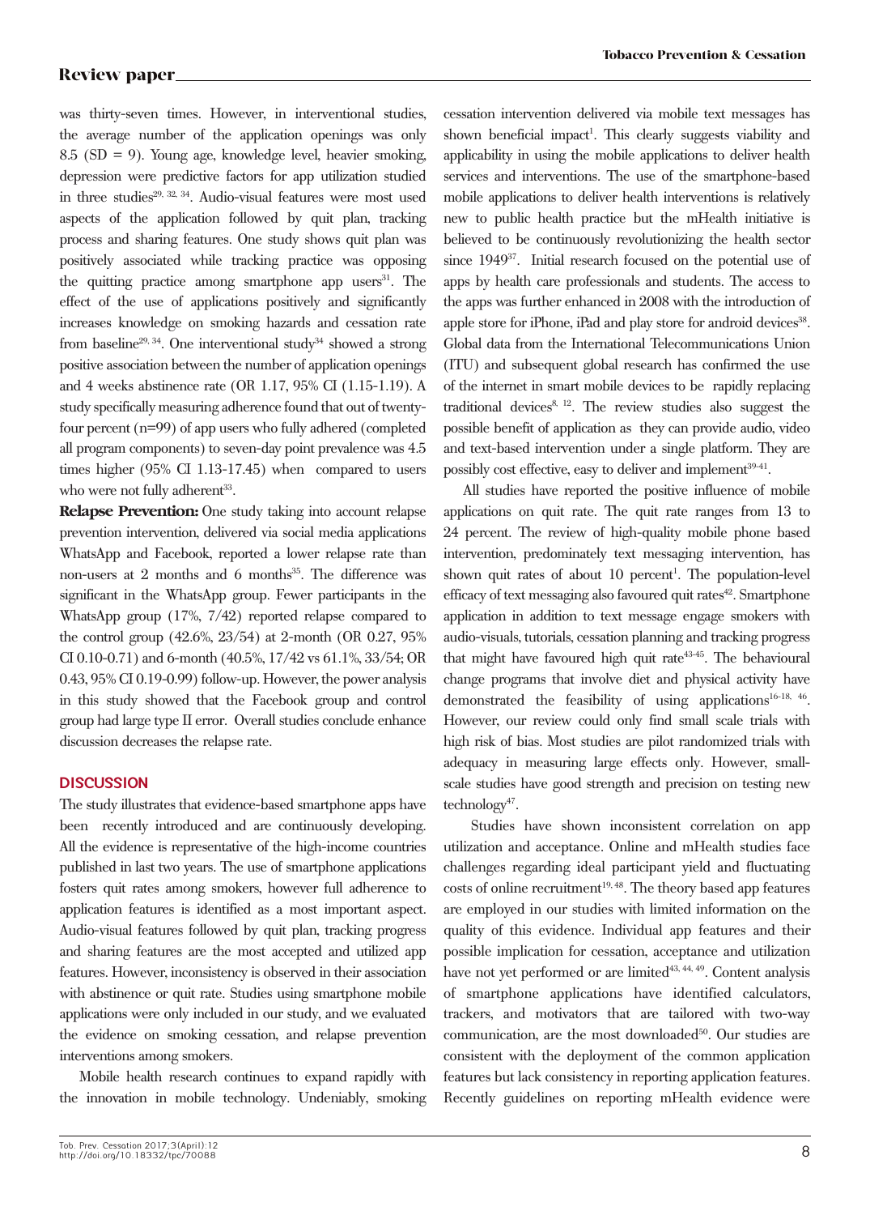was thirty-seven times. However, in interventional studies, the average number of the application openings was only 8.5 (SD = 9). Young age, knowledge level, heavier smoking, depression were predictive factors for app utilization studied in three studies[29, 32, 34]. Audio-visual features were most used aspects of the application followed by quit plan, tracking process and sharing features. One study shows quit plan was positively associated while tracking practice was opposing the quitting practice among smartphone app users[31]. The effect of the use of applications positively and significantly increases knowledge on smoking hazards and cessation rate from baseline[29, 34]. One interventional study[34] showed a strong positive association between the number of application openings and 4 weeks abstinence rate (OR 1.17, 95% CI (1.15-1.19). A study specifically measuring adherence found that out of twenty-four percent (n=99) of app users who fully adhered (completed all program components) to seven-day point prevalence was 4.5 times higher (95% CI 1.13-17.45) when compared to users who were not fully adherent[33].

**Relapse Prevention:** One study taking into account relapse prevention intervention, delivered via social media applications WhatsApp and Facebook, reported a lower relapse rate than non-users at 2 months and 6 months[35]. The difference was significant in the WhatsApp group. Fewer participants in the WhatsApp group (17%, 7/42) reported relapse compared to the control group (42.6%, 23/54) at 2-month (OR 0.27, 95% CI 0.10-0.71) and 6-month (40.5%, 17/42 vs 61.1%, 33/54; OR 0.43, 95% CI 0.19-0.99) follow-up. However, the power analysis in this study showed that the Facebook group and control group had large type II error. Overall studies conclude enhance discussion decreases the relapse rate.

## DISCUSSION

The study illustrates that evidence-based smartphone apps have been recently introduced and are continuously developing. All the evidence is representative of the high-income countries published in last two years. The use of smartphone applications fosters quit rates among smokers, however full adherence to application features is identified as a most important aspect. Audio-visual features followed by quit plan, tracking progress and sharing features are the most accepted and utilized app features. However, inconsistency is observed in their association with abstinence or quit rate. Studies using smartphone mobile applications were only included in our study, and we evaluated the evidence on smoking cessation, and relapse prevention interventions among smokers.

Mobile health research continues to expand rapidly with the innovation in mobile technology. Undeniably, smoking cessation intervention delivered via mobile text messages has shown beneficial impact[1]. This clearly suggests viability and applicability in using the mobile applications to deliver health services and interventions. The use of the smartphone-based mobile applications to deliver health interventions is relatively new to public health practice but the mHealth initiative is believed to be continuously revolutionizing the health sector since 1949[37]. Initial research focused on the potential use of apps by health care professionals and students. The access to the apps was further enhanced in 2008 with the introduction of apple store for iPhone, iPad and play store for android devices[38]. Global data from the International Telecommunications Union (ITU) and subsequent global research has confirmed the use of the internet in smart mobile devices to be rapidly replacing traditional devices[8, 12]. The review studies also suggest the possible benefit of application as they can provide audio, video and text-based intervention under a single platform. They are possibly cost effective, easy to deliver and implement[39-41].

All studies have reported the positive influence of mobile applications on quit rate. The quit rate ranges from 13 to 24 percent. The review of high-quality mobile phone based intervention, predominately text messaging intervention, has shown quit rates of about 10 percent[1]. The population-level efficacy of text messaging also favoured quit rates[42]. Smartphone application in addition to text message engage smokers with audio-visuals, tutorials, cessation planning and tracking progress that might have favoured high quit rate[43-45]. The behavioural change programs that involve diet and physical activity have demonstrated the feasibility of using applications[16-18, 46]. However, our review could only find small scale trials with high risk of bias. Most studies are pilot randomized trials with adequacy in measuring large effects only. However, small-scale studies have good strength and precision on testing new technology[47].

Studies have shown inconsistent correlation on app utilization and acceptance. Online and mHealth studies face challenges regarding ideal participant yield and fluctuating costs of online recruitment[19, 48]. The theory based app features are employed in our studies with limited information on the quality of this evidence. Individual app features and their possible implication for cessation, acceptance and utilization have not yet performed or are limited[43, 44, 49]. Content analysis of smartphone applications have identified calculators, trackers, and motivators that are tailored with two-way communication, are the most downloaded[50]. Our studies are consistent with the deployment of the common application features but lack consistency in reporting application features. Recently guidelines on reporting mHealth evidence were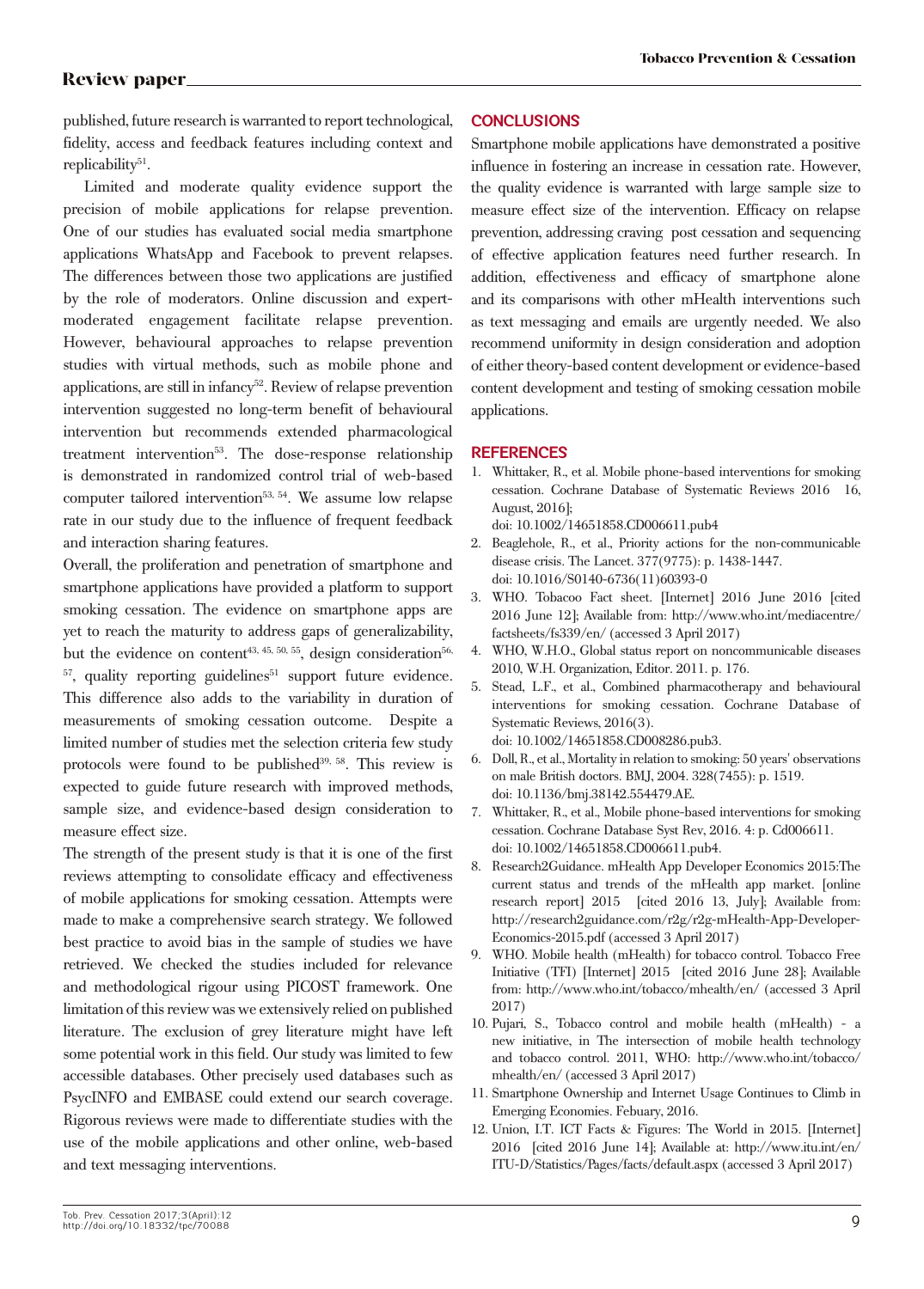published, future research is warranted to report technological, fidelity, access and feedback features including context and replicability[51].

Limited and moderate quality evidence support the precision of mobile applications for relapse prevention. One of our studies has evaluated social media smartphone applications WhatsApp and Facebook to prevent relapses. The differences between those two applications are justified by the role of moderators. Online discussion and expert-moderated engagement facilitate relapse prevention. However, behavioural approaches to relapse prevention studies with virtual methods, such as mobile phone and applications, are still in infancy[52]. Review of relapse prevention intervention suggested no long-term benefit of behavioural intervention but recommends extended pharmacological treatment intervention[53]. The dose-response relationship is demonstrated in randomized control trial of web-based computer tailored intervention[53, 54]. We assume low relapse rate in our study due to the influence of frequent feedback and interaction sharing features.

Overall, the proliferation and penetration of smartphone and smartphone applications have provided a platform to support smoking cessation. The evidence on smartphone apps are yet to reach the maturity to address gaps of generalizability, but the evidence on content[43, 45, 50, 55], design consideration[56, 57], quality reporting guidelines[51] support future evidence. This difference also adds to the variability in duration of measurements of smoking cessation outcome. Despite a limited number of studies met the selection criteria few study protocols were found to be published[39, 58]. This review is expected to guide future research with improved methods, sample size, and evidence-based design consideration to measure effect size.

The strength of the present study is that it is one of the first reviews attempting to consolidate efficacy and effectiveness of mobile applications for smoking cessation. Attempts were made to make a comprehensive search strategy. We followed best practice to avoid bias in the sample of studies we have retrieved. We checked the studies included for relevance and methodological rigour using PICOST framework. One limitation of this review was we extensively relied on published literature. The exclusion of grey literature might have left some potential work in this field. Our study was limited to few accessible databases. Other precisely used databases such as PsycINFO and EMBASE could extend our search coverage. Rigorous reviews were made to differentiate studies with the use of the mobile applications and other online, web-based and text messaging interventions.

## CONCLUSIONS

Smartphone mobile applications have demonstrated a positive influence in fostering an increase in cessation rate. However, the quality evidence is warranted with large sample size to measure effect size of the intervention. Efficacy on relapse prevention, addressing craving post cessation and sequencing of effective application features need further research. In addition, effectiveness and efficacy of smartphone alone and its comparisons with other mHealth interventions such as text messaging and emails are urgently needed. We also recommend uniformity in design consideration and adoption of either theory-based content development or evidence-based content development and testing of smoking cessation mobile applications.

## REFERENCES

1. Whittaker, R., et al. Mobile phone-based interventions for smoking cessation. Cochrane Database of Systematic Reviews 2016 16, August, 2016]; doi: 10.1002/14651858.CD006611.pub4
2. Beaglehole, R., et al., Priority actions for the non-communicable disease crisis. The Lancet. 377(9775): p. 1438-1447. doi: 10.1016/S0140-6736(11)60393-0
3. WHO. Tobacoo Fact sheet. [Internet] 2016 June 2016 [cited 2016 June 12]; Available from: http://www.who.int/mediacentre/factsheets/fs339/en/ (accessed 3 April 2017)
4. WHO, W.H.O., Global status report on noncommunicable diseases 2010, W.H. Organization, Editor. 2011. p. 176.
5. Stead, L.F., et al., Combined pharmacotherapy and behavioural interventions for smoking cessation. Cochrane Database of Systematic Reviews, 2016(3). doi: 10.1002/14651858.CD008286.pub3.
6. Doll, R., et al., Mortality in relation to smoking: 50 years' observations on male British doctors. BMJ, 2004. 328(7455): p. 1519. doi: 10.1136/bmj.38142.554479.AE.
7. Whittaker, R., et al., Mobile phone-based interventions for smoking cessation. Cochrane Database Syst Rev, 2016. 4: p. Cd006611. doi: 10.1002/14651858.CD006611.pub4.
8. Research2Guidance. mHealth App Developer Economics 2015:The current status and trends of the mHealth app market. [online research report] 2015 [cited 2016 13, July]; Available from: http://research2guidance.com/r2g/r2g-mHealth-App-Developer-Economics-2015.pdf (accessed 3 April 2017)
9. WHO. Mobile health (mHealth) for tobacco control. Tobacco Free Initiative (TFI) [Internet] 2015 [cited 2016 June 28]; Available from: http://www.who.int/tobacco/mhealth/en/ (accessed 3 April 2017)
10. Pujari, S., Tobacco control and mobile health (mHealth) - a new initiative, in The intersection of mobile health technology and tobacco control. 2011, WHO: http://www.who.int/tobacco/mhealth/en/ (accessed 3 April 2017)
11. Smartphone Ownership and Internet Usage Continues to Climb in Emerging Economies. Febuary, 2016.
12. Union, I.T. ICT Facts & Figures: The World in 2015. [Internet] 2016 [cited 2016 June 14]; Available at: http://www.itu.int/en/ITU-D/Statistics/Pages/facts/default.aspx (accessed 3 April 2017)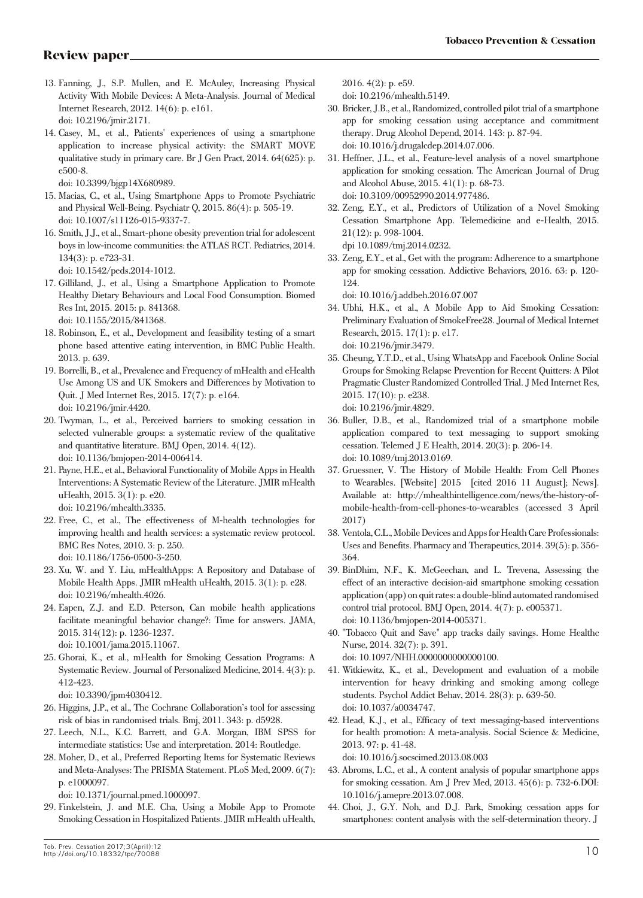13. Fanning, J., S.P. Mullen, and E. McAuley, Increasing Physical Activity With Mobile Devices: A Meta-Analysis. Journal of Medical Internet Research, 2012. 14(6): p. e161.
doi: 10.2196/jmir.2171.
14. Casey, M., et al., Patients' experiences of using a smartphone application to increase physical activity: the SMART MOVE qualitative study in primary care. Br J Gen Pract, 2014. 64(625): p. e500-8.
doi: 10.3399/bjgp14X680989.
15. Macias, C., et al., Using Smartphone Apps to Promote Psychiatric and Physical Well-Being. Psychiatr Q, 2015. 86(4): p. 505-19.
doi: 10.1007/s11126-015-9337-7.
16. Smith, J.J., et al., Smart-phone obesity prevention trial for adolescent boys in low-income communities: the ATLAS RCT. Pediatrics, 2014. 134(3): p. e723-31.
doi: 10.1542/peds.2014-1012.
17. Gilliland, J., et al., Using a Smartphone Application to Promote Healthy Dietary Behaviours and Local Food Consumption. Biomed Res Int, 2015. 2015: p. 841368.
doi: 10.1155/2015/841368.
18. Robinson, E., et al., Development and feasibility testing of a smart phone based attentive eating intervention, in BMC Public Health. 2013. p. 639.
19. Borrelli, B., et al., Prevalence and Frequency of mHealth and eHealth Use Among US and UK Smokers and Differences by Motivation to Quit. J Med Internet Res, 2015. 17(7): p. e164.
doi: 10.2196/jmir.4420.
20. Twyman, L., et al., Perceived barriers to smoking cessation in selected vulnerable groups: a systematic review of the qualitative and quantitative literature. BMJ Open, 2014. 4(12).
doi: 10.1136/bmjopen-2014-006414.
21. Payne, H.E., et al., Behavioral Functionality of Mobile Apps in Health Interventions: A Systematic Review of the Literature. JMIR mHealth uHealth, 2015. 3(1): p. e20.
doi: 10.2196/mhealth.3335.
22. Free, C., et al., The effectiveness of M-health technologies for improving health and health services: a systematic review protocol. BMC Res Notes, 2010. 3: p. 250.
doi: 10.1186/1756-0500-3-250.
23. Xu, W. and Y. Liu, mHealthApps: A Repository and Database of Mobile Health Apps. JMIR mHealth uHealth, 2015. 3(1): p. e28.
doi: 10.2196/mhealth.4026.
24. Eapen, Z.J. and E.D. Peterson, Can mobile health applications facilitate meaningful behavior change?: Time for answers. JAMA, 2015. 314(12): p. 1236-1237.
doi: 10.1001/jama.2015.11067.
25. Ghorai, K., et al., mHealth for Smoking Cessation Programs: A Systematic Review. Journal of Personalized Medicine, 2014. 4(3): p. 412-423.
doi: 10.3390/jpm4030412.
26. Higgins, J.P., et al., The Cochrane Collaboration's tool for assessing risk of bias in randomised trials. Bmj, 2011. 343: p. d5928.
27. Leech, N.L., K.C. Barrett, and G.A. Morgan, IBM SPSS for intermediate statistics: Use and interpretation. 2014: Routledge.
28. Moher, D., et al., Preferred Reporting Items for Systematic Reviews and Meta-Analyses: The PRISMA Statement. PLoS Med, 2009. 6(7): p. e1000097.
doi: 10.1371/journal.pmed.1000097.
29. Finkelstein, J. and M.E. Cha, Using a Mobile App to Promote Smoking Cessation in Hospitalized Patients. JMIR mHealth uHealth, 2016. 4(2): p. e59.
doi: 10.2196/mhealth.5149.
30. Bricker, J.B., et al., Randomized, controlled pilot trial of a smartphone app for smoking cessation using acceptance and commitment therapy. Drug Alcohol Depend, 2014. 143: p. 87-94.
doi: 10.1016/j.drugalcdep.2014.07.006.
31. Heffner, J.L., et al., Feature-level analysis of a novel smartphone application for smoking cessation. The American Journal of Drug and Alcohol Abuse, 2015. 41(1): p. 68-73.
doi: 10.3109/00952990.2014.977486.
32. Zeng, E.Y., et al., Predictors of Utilization of a Novel Smoking Cessation Smartphone App. Telemedicine and e-Health, 2015. 21(12): p. 998-1004.
dpi 10.1089/tmj.2014.0232.
33. Zeng, E.Y., et al., Get with the program: Adherence to a smartphone app for smoking cessation. Addictive Behaviors, 2016. 63: p. 120-124.
doi: 10.1016/j.addbeh.2016.07.007
34. Ubhi, H.K., et al., A Mobile App to Aid Smoking Cessation: Preliminary Evaluation of SmokeFree28. Journal of Medical Internet Research, 2015. 17(1): p. e17.
doi: 10.2196/jmir.3479.
35. Cheung, Y.T.D., et al., Using WhatsApp and Facebook Online Social Groups for Smoking Relapse Prevention for Recent Quitters: A Pilot Pragmatic Cluster Randomized Controlled Trial. J Med Internet Res, 2015. 17(10): p. e238.
doi: 10.2196/jmir.4829.
36. Buller, D.B., et al., Randomized trial of a smartphone mobile application compared to text messaging to support smoking cessation. Telemed J E Health, 2014. 20(3): p. 206-14.
doi: 10.1089/tmj.2013.0169.
37. Gruessner, V. The History of Mobile Health: From Cell Phones to Wearables. [Website] 2015 [cited 2016 11 August]; News]. Available at: http://mhealthintelligence.com/news/the-history-of-mobile-health-from-cell-phones-to-wearables (accessed 3 April 2017)
38. Ventola, C.L., Mobile Devices and Apps for Health Care Professionals: Uses and Benefits. Pharmacy and Therapeutics, 2014. 39(5): p. 356-364.
39. BinDhim, N.F., K. McGeechan, and L. Trevena, Assessing the effect of an interactive decision-aid smartphone smoking cessation application (app) on quit rates: a double-blind automated randomised control trial protocol. BMJ Open, 2014. 4(7): p. e005371.
doi: 10.1136/bmjopen-2014-005371.
40. "Tobacco Quit and Save" app tracks daily savings. Home Healthc Nurse, 2014. 32(7): p. 391.
doi: 10.1097/NHH.0000000000000100.
41. Witkiewitz, K., et al., Development and evaluation of a mobile intervention for heavy drinking and smoking among college students. Psychol Addict Behav, 2014. 28(3): p. 639-50.
doi: 10.1037/a0034747.
42. Head, K.J., et al., Efficacy of text messaging-based interventions for health promotion: A meta-analysis. Social Science & Medicine, 2013. 97: p. 41-48.
doi: 10.1016/j.socscimed.2013.08.003
43. Abroms, L.C., et al., A content analysis of popular smartphone apps for smoking cessation. Am J Prev Med, 2013. 45(6): p. 732-6.DOI: 10.1016/j.amepre.2013.07.008.
44. Choi, J., G.Y. Noh, and D.J. Park, Smoking cessation apps for smartphones: content analysis with the self-determination theory. J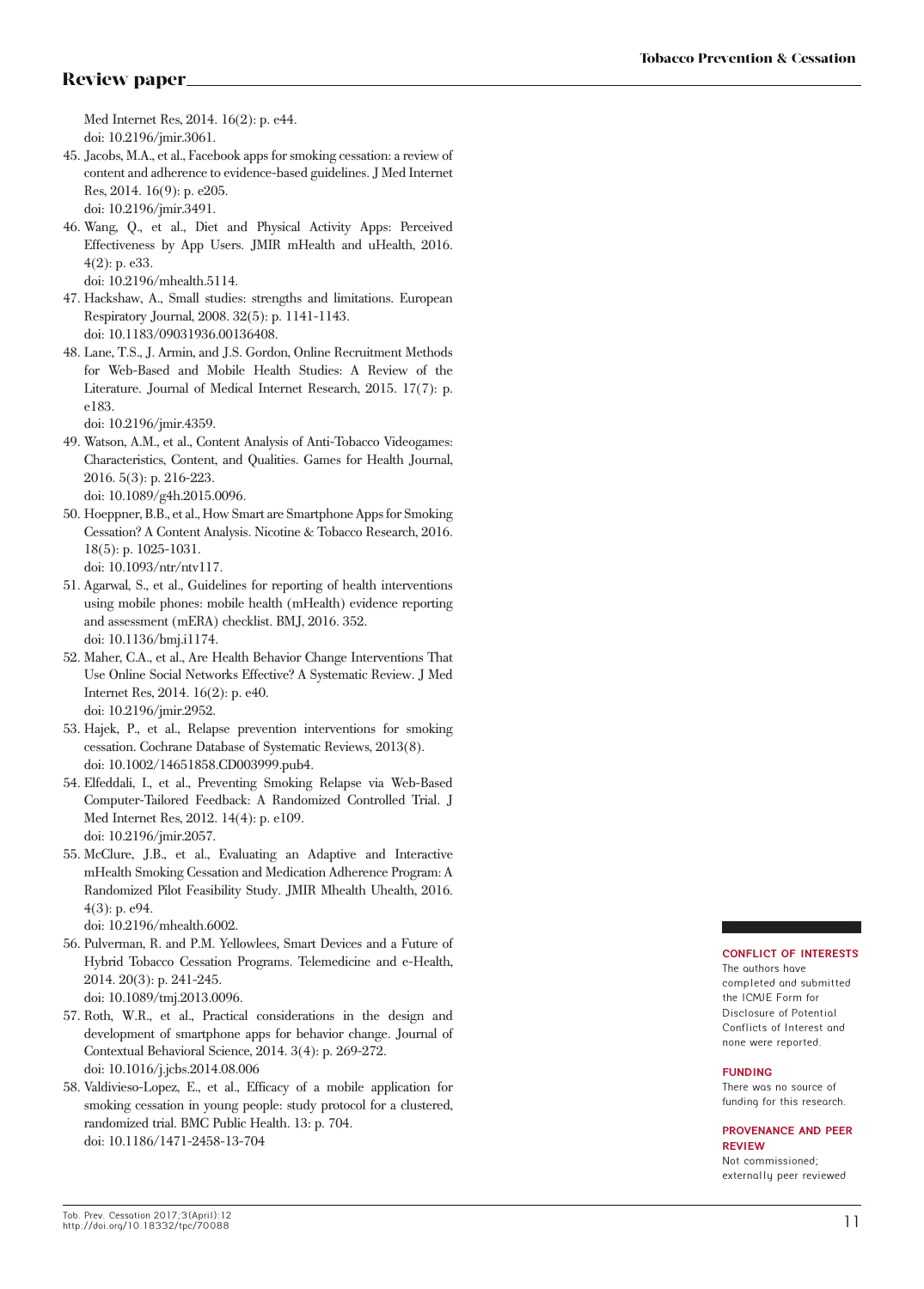Med Internet Res, 2014. 16(2): p. e44.
doi: 10.2196/jmir.3061.

45. Jacobs, M.A., et al., Facebook apps for smoking cessation: a review of content and adherence to evidence-based guidelines. J Med Internet Res, 2014. 16(9): p. e205.
doi: 10.2196/jmir.3491.
46. Wang, Q., et al., Diet and Physical Activity Apps: Perceived Effectiveness by App Users. JMIR mHealth and uHealth, 2016. 4(2): p. e33.
doi: 10.2196/mhealth.5114.
47. Hackshaw, A., Small studies: strengths and limitations. European Respiratory Journal, 2008. 32(5): p. 1141-1143.
doi: 10.1183/09031936.00136408.
48. Lane, T.S., J. Armin, and J.S. Gordon, Online Recruitment Methods for Web-Based and Mobile Health Studies: A Review of the Literature. Journal of Medical Internet Research, 2015. 17(7): p. e183.
doi: 10.2196/jmir.4359.
49. Watson, A.M., et al., Content Analysis of Anti-Tobacco Videogames: Characteristics, Content, and Qualities. Games for Health Journal, 2016. 5(3): p. 216-223.
doi: 10.1089/g4h.2015.0096.
50. Hoeppner, B.B., et al., How Smart are Smartphone Apps for Smoking Cessation? A Content Analysis. Nicotine & Tobacco Research, 2016. 18(5): p. 1025-1031.
doi: 10.1093/ntr/ntv117.
51. Agarwal, S., et al., Guidelines for reporting of health interventions using mobile phones: mobile health (mHealth) evidence reporting and assessment (mERA) checklist. BMJ, 2016. 352.
doi: 10.1136/bmj.i1174.
52. Maher, C.A., et al., Are Health Behavior Change Interventions That Use Online Social Networks Effective? A Systematic Review. J Med Internet Res, 2014. 16(2): p. e40.
doi: 10.2196/jmir.2952.
53. Hajek, P., et al., Relapse prevention interventions for smoking cessation. Cochrane Database of Systematic Reviews, 2013(8).
doi: 10.1002/14651858.CD003999.pub4.
54. Elfeddali, I., et al., Preventing Smoking Relapse via Web-Based Computer-Tailored Feedback: A Randomized Controlled Trial. J Med Internet Res, 2012. 14(4): p. e109.
doi: 10.2196/jmir.2057.
55. McClure, J.B., et al., Evaluating an Adaptive and Interactive mHealth Smoking Cessation and Medication Adherence Program: A Randomized Pilot Feasibility Study. JMIR Mhealth Uhealth, 2016. 4(3): p. e94.
doi: 10.2196/mhealth.6002.
56. Pulverman, R. and P.M. Yellowlees, Smart Devices and a Future of Hybrid Tobacco Cessation Programs. Telemedicine and e-Health, 2014. 20(3): p. 241-245.
doi: 10.1089/tmj.2013.0096.
57. Roth, W.R., et al., Practical considerations in the design and development of smartphone apps for behavior change. Journal of Contextual Behavioral Science, 2014. 3(4): p. 269-272.
doi: 10.1016/j.jcbs.2014.08.006
58. Valdivieso-Lopez, E., et al., Efficacy of a mobile application for smoking cessation in young people: study protocol for a clustered, randomized trial. BMC Public Health. 13: p. 704.
doi: 10.1186/1471-2458-13-704

**CONFLICT OF INTERESTS**

The authors have completed and submitted the ICMJE Form for Disclosure of Potential Conflicts of Interest and none were reported.

**FUNDING**

There was no source of funding for this research.

**PROVENANCE AND PEER REVIEW**

Not commissioned; externally peer reviewed